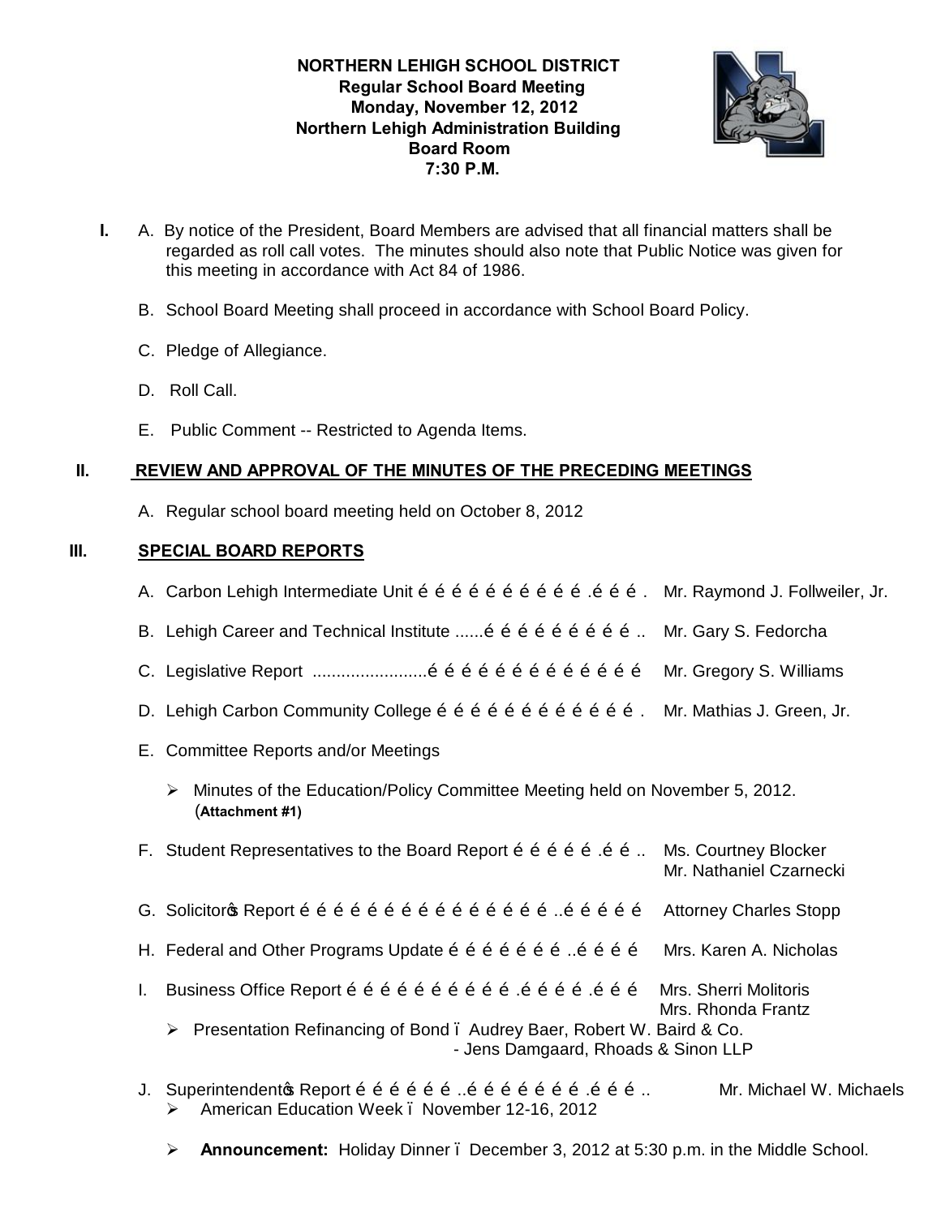**NORTHERN LEHIGH SCHOOL DISTRICT**
**Regular School Board Meeting**
**Monday, November 12, 2012**
**Northern Lehigh Administration Building**
**Board Room**
**7:30 P.M.**

**I.** A. By notice of the President, Board Members are advised that all financial matters shall be regarded as roll call votes. The minutes should also note that Public Notice was given for this meeting in accordance with Act 84 of 1986.

B. School Board Meeting shall proceed in accordance with School Board Policy.

C. Pledge of Allegiance.

D. Roll Call.

E. Public Comment -- Restricted to Agenda Items.

## II. REVIEW AND APPROVAL OF THE MINUTES OF THE PRECEDING MEETINGS

A. Regular school board meeting held on October 8, 2012

## III. SPECIAL BOARD REPORTS

A. Carbon Lehigh Intermediate Unit ……………………………. Mr. Raymond J. Follweiler, Jr.

B. Lehigh Career and Technical Institute ......……………………….. Mr. Gary S. Fedorcha

C. Legislative Report ........................…………………………………… Mr. Gregory S. Williams

D. Lehigh Carbon Community College …………………………………. Mr. Mathias J. Green, Jr.

E. Committee Reports and/or Meetings

- Minutes of the Education/Policy Committee Meeting held on November 5, 2012. (**Attachment #1**)

F. Student Representatives to the Board Report …………….. Ms. Courtney Blocker, Mr. Nathaniel Czarnecki

G. Solicitor's Report ……………………………………………..………… Attorney Charles Stopp

H. Federal and Other Programs Update ……………………..………… Mrs. Karen A. Nicholas

I. Business Office Report ………………………….…………….……… Mrs. Sherri Molitoris, Mrs. Rhonda Frantz

- Presentation Refinancing of Bond – Audrey Baer, Robert W. Baird & Co.
  - Jens Damgaard, Rhoads & Sinon LLP

J. Superintendent's Report ………………..……………………….……….. Mr. Michael W. Michaels

- American Education Week – November 12-16, 2012
- **Announcement:** Holiday Dinner – December 3, 2012 at 5:30 p.m. in the Middle School.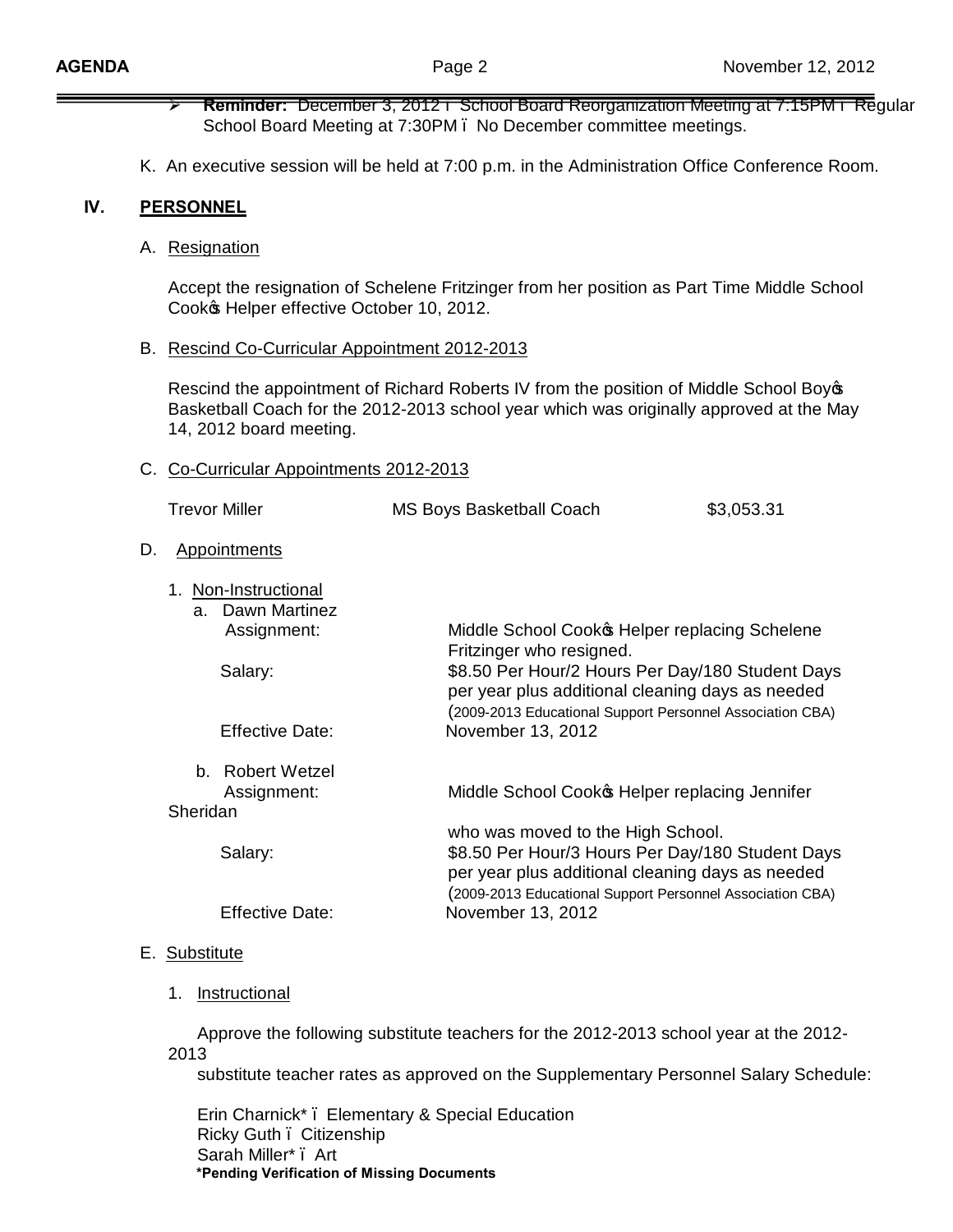- **Reminder:** December 3, 2012 – School Board Reorganization Meeting at 7:15PM – Regular School Board Meeting at 7:30PM – No December committee meetings.

K. An executive session will be held at 7:00 p.m. in the Administration Office Conference Room.

## IV. PERSONNEL

A. Resignation

Accept the resignation of Schelene Fritzinger from her position as Part Time Middle School Cook's Helper effective October 10, 2012.

B. Rescind Co-Curricular Appointment 2012-2013

Rescind the appointment of Richard Roberts IV from the position of Middle School Boy's Basketball Coach for the 2012-2013 school year which was originally approved at the May 14, 2012 board meeting.

C. Co-Curricular Appointments 2012-2013

| Trevor Miller | MS Boys Basketball Coach | $3,053.31 |
|---|---|---|

D. Appointments

1. Non-Instructional

a. Dawn Martinez

Assignment: Middle School Cook's Helper replacing Schelene Fritzinger who resigned.

Salary: $8.50 Per Hour/2 Hours Per Day/180 Student Days per year plus additional cleaning days as needed (2009-2013 Educational Support Personnel Association CBA)

Effective Date: November 13, 2012

b. Robert Wetzel

Assignment: Middle School Cook's Helper replacing Jennifer Sheridan who was moved to the High School.

Salary: $8.50 Per Hour/3 Hours Per Day/180 Student Days per year plus additional cleaning days as needed (2009-2013 Educational Support Personnel Association CBA)

Effective Date: November 13, 2012

E. Substitute

1. Instructional

Approve the following substitute teachers for the 2012-2013 school year at the 2012-2013 substitute teacher rates as approved on the Supplementary Personnel Salary Schedule:

Erin Charnick* – Elementary & Special Education
Ricky Guth – Citizenship
Sarah Miller* – Art
**\*Pending Verification of Missing Documents**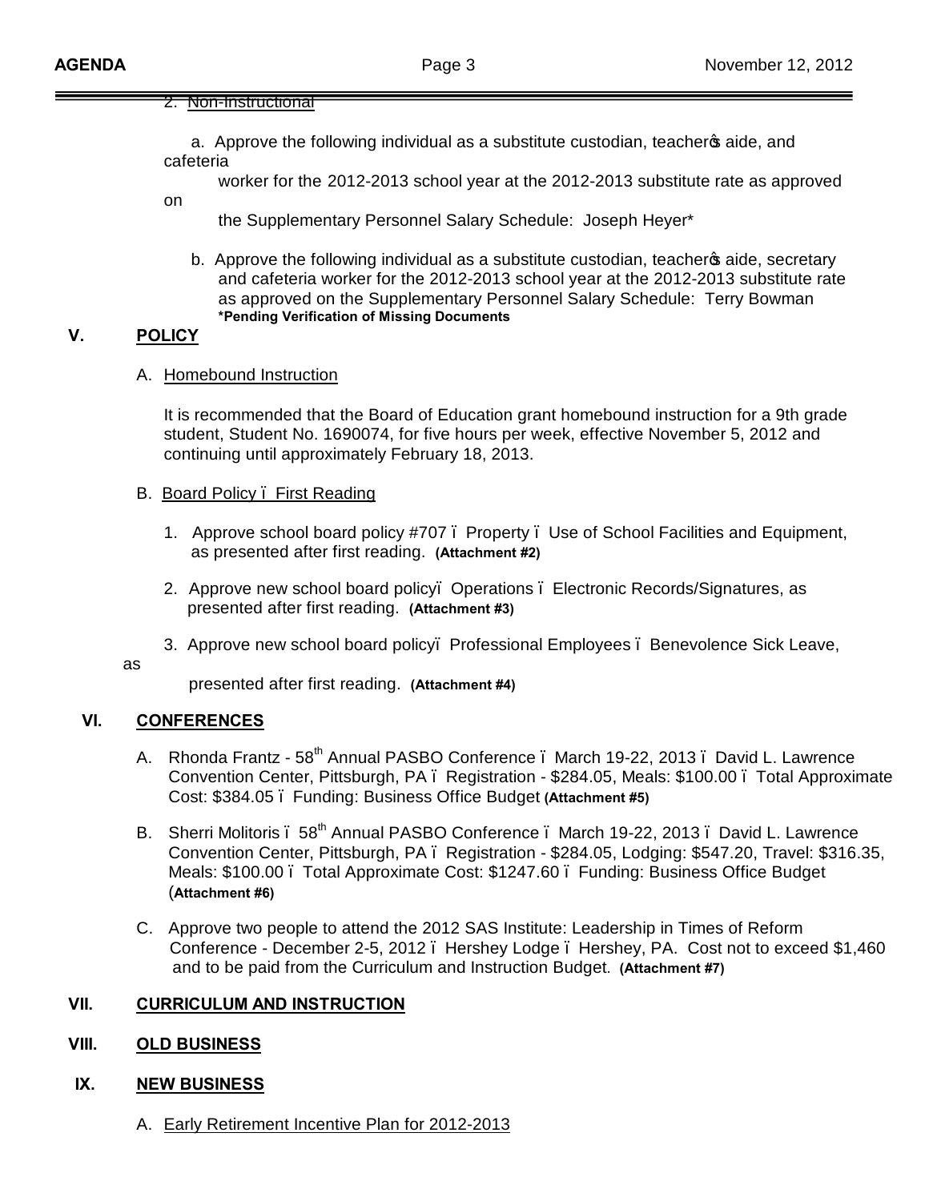2. Non-Instructional

a. Approve the following individual as a substitute custodian, teacher's aide, and cafeteria worker for the 2012-2013 school year at the 2012-2013 substitute rate as approved on the Supplementary Personnel Salary Schedule: Joseph Heyer*

b. Approve the following individual as a substitute custodian, teacher's aide, secretary and cafeteria worker for the 2012-2013 school year at the 2012-2013 substitute rate as approved on the Supplementary Personnel Salary Schedule: Terry Bowman

**\*Pending Verification of Missing Documents**

## V. POLICY

A. Homebound Instruction

It is recommended that the Board of Education grant homebound instruction for a 9th grade student, Student No. 1690074, for five hours per week, effective November 5, 2012 and continuing until approximately February 18, 2013.

B. Board Policy – First Reading

1. Approve school board policy #707 – Property – Use of School Facilities and Equipment, as presented after first reading. **(Attachment #2)**

2. Approve new school board policy – Operations – Electronic Records/Signatures, as presented after first reading. **(Attachment #3)**

3. Approve new school board policy – Professional Employees – Benevolence Sick Leave, as presented after first reading. **(Attachment #4)**

## VI. CONFERENCES

A. Rhonda Frantz - 58th Annual PASBO Conference – March 19-22, 2013 – David L. Lawrence Convention Center, Pittsburgh, PA – Registration - $284.05, Meals: $100.00 – Total Approximate Cost: $384.05 – Funding: Business Office Budget **(Attachment #5)**

B. Sherri Molitoris – 58th Annual PASBO Conference – March 19-22, 2013 – David L. Lawrence Convention Center, Pittsburgh, PA – Registration - $284.05, Lodging: $547.20, Travel: $316.35, Meals: $100.00 – Total Approximate Cost: $1247.60 – Funding: Business Office Budget (**Attachment #6)**

C. Approve two people to attend the 2012 SAS Institute: Leadership in Times of Reform Conference - December 2-5, 2012 – Hershey Lodge – Hershey, PA. Cost not to exceed $1,460 and to be paid from the Curriculum and Instruction Budget. **(Attachment #7)**

## VII. CURRICULUM AND INSTRUCTION

## VIII. OLD BUSINESS

## IX. NEW BUSINESS

A. Early Retirement Incentive Plan for 2012-2013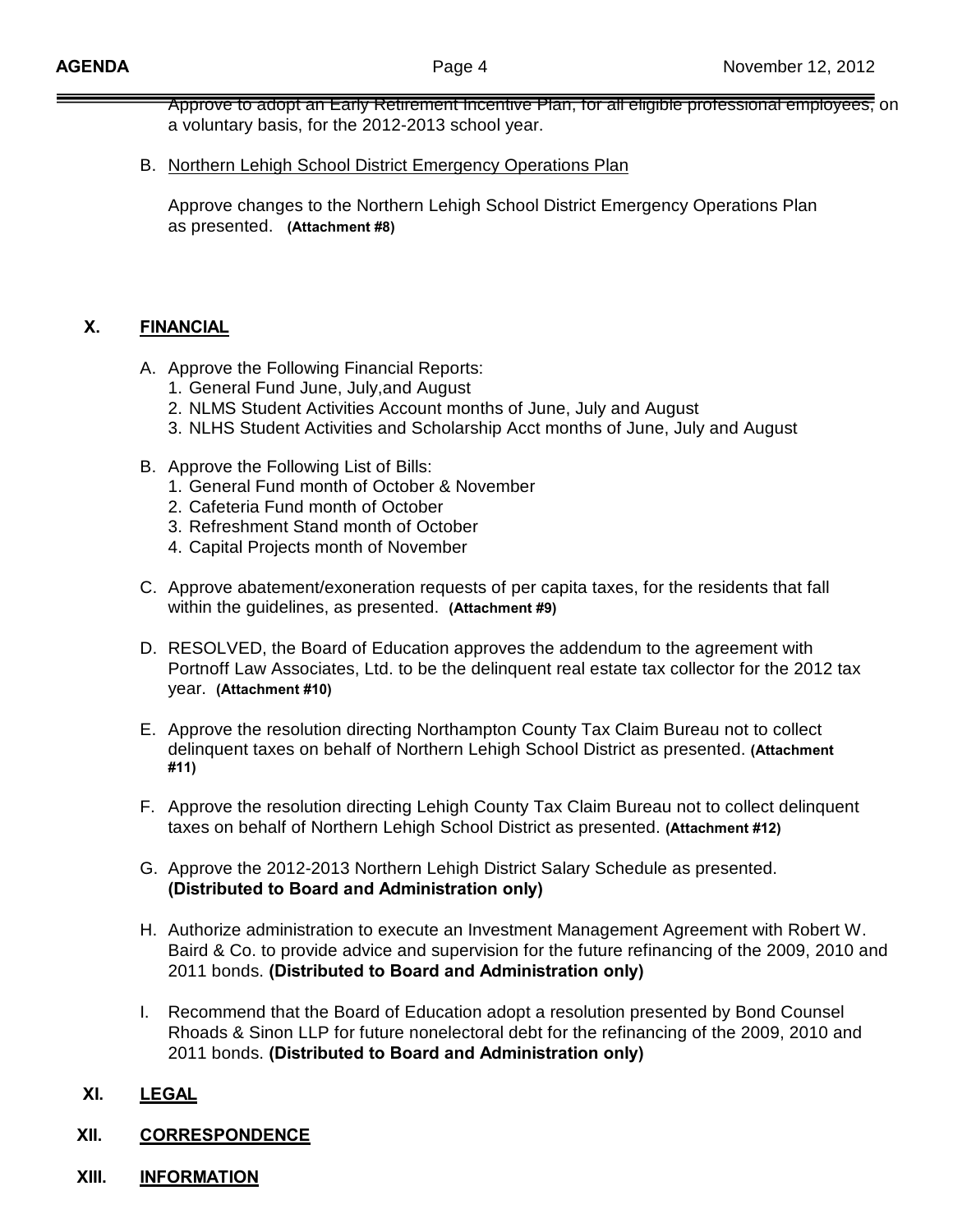Approve to adopt an Early Retirement Incentive Plan, for all eligible professional employees, on a voluntary basis, for the 2012-2013 school year.

B. Northern Lehigh School District Emergency Operations Plan

Approve changes to the Northern Lehigh School District Emergency Operations Plan as presented. **(Attachment #8)**

## X. FINANCIAL

A. Approve the Following Financial Reports:
   1. General Fund June, July,and August
   2. NLMS Student Activities Account months of June, July and August
   3. NLHS Student Activities and Scholarship Acct months of June, July and August

B. Approve the Following List of Bills:
   1. General Fund month of October & November
   2. Cafeteria Fund month of October
   3. Refreshment Stand month of October
   4. Capital Projects month of November

C. Approve abatement/exoneration requests of per capita taxes, for the residents that fall within the guidelines, as presented. **(Attachment #9)**

D. RESOLVED, the Board of Education approves the addendum to the agreement with Portnoff Law Associates, Ltd. to be the delinquent real estate tax collector for the 2012 tax year. **(Attachment #10)**

E. Approve the resolution directing Northampton County Tax Claim Bureau not to collect delinquent taxes on behalf of Northern Lehigh School District as presented. **(Attachment #11)**

F. Approve the resolution directing Lehigh County Tax Claim Bureau not to collect delinquent taxes on behalf of Northern Lehigh School District as presented. **(Attachment #12)**

G. Approve the 2012-2013 Northern Lehigh District Salary Schedule as presented. **(Distributed to Board and Administration only)**

H. Authorize administration to execute an Investment Management Agreement with Robert W. Baird & Co. to provide advice and supervision for the future refinancing of the 2009, 2010 and 2011 bonds. **(Distributed to Board and Administration only)**

I. Recommend that the Board of Education adopt a resolution presented by Bond Counsel Rhoads & Sinon LLP for future nonelectoral debt for the refinancing of the 2009, 2010 and 2011 bonds. **(Distributed to Board and Administration only)**

## XI. LEGAL

## XII. CORRESPONDENCE

## XIII. INFORMATION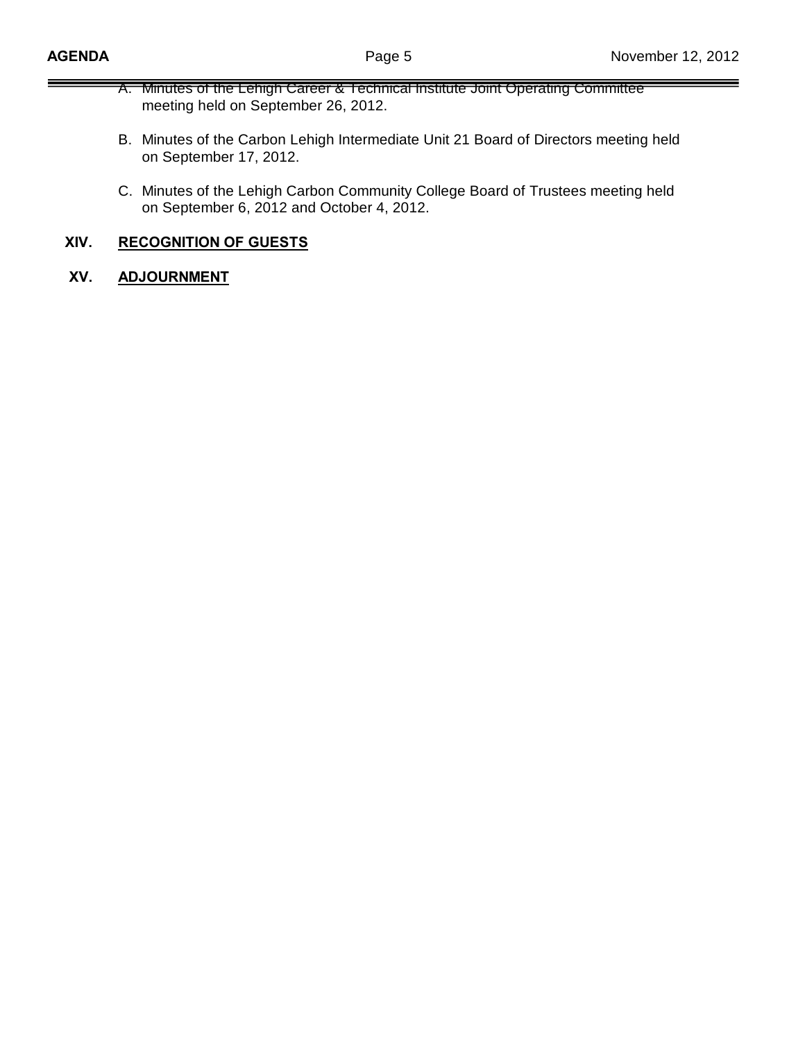A. Minutes of the Lehigh Career & Technical Institute Joint Operating Committee meeting held on September 26, 2012.

B. Minutes of the Carbon Lehigh Intermediate Unit 21 Board of Directors meeting held on September 17, 2012.

C. Minutes of the Lehigh Carbon Community College Board of Trustees meeting held on September 6, 2012 and October 4, 2012.

## XIV. RECOGNITION OF GUESTS

## XV. ADJOURNMENT